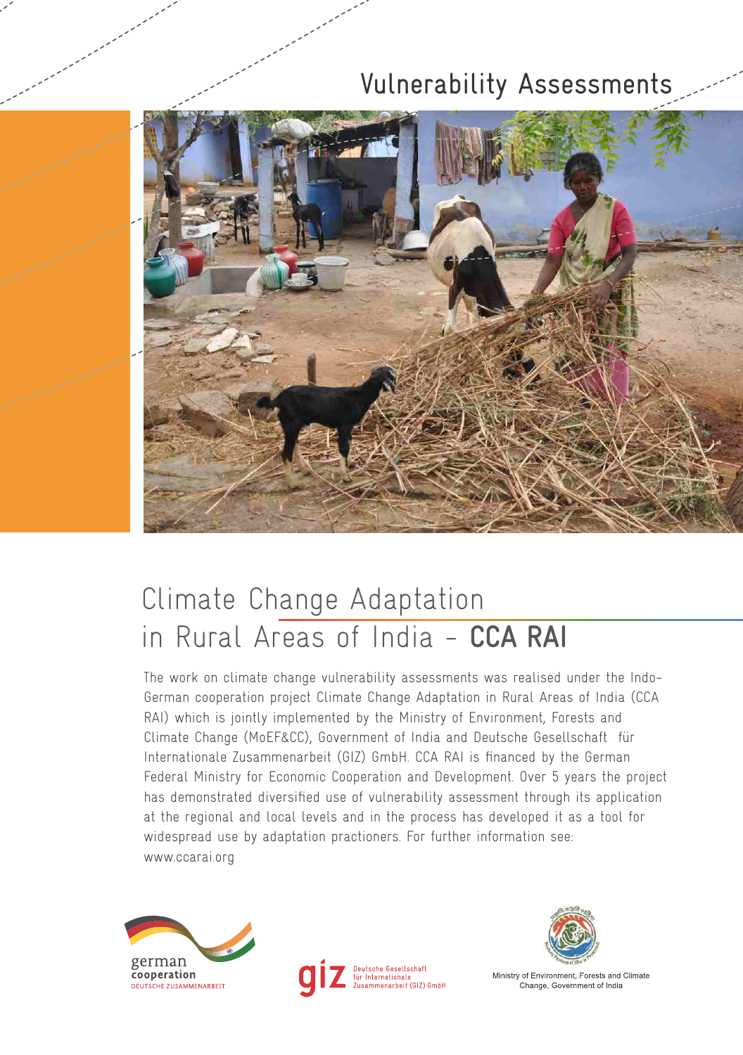# Vulnerability Assessments

# Climate Change Adaptation in Rural Areas of India – **CCA RAI**

The work on climate change vulnerability assessments was realised under the Indo-German cooperation project Climate Change Adaptation in Rural Areas of India (CCA RAI) which is jointly implemented by the Ministry of Environment, Forests and Climate Change (MoEF&CC), Government of India and Deutsche Gesellschaft für Internationale Zusammenarbeit (GIZ) GmbH. CCA RAI is financed by the German Federal Ministry for Economic Cooperation and Development. Over 5 years the project has demonstrated diversified use of vulnerability assessment through its application at the regional and local levels and in the process has developed it as a tool for widespread use by adaptation practioners. For further information see: www.ccarai.org

german cooperation
DEUTSCHE ZUSAMMENARBEIT

giz Deutsche Gesellschaft für Internationale Zusammenarbeit (GIZ) GmbH

Ministry of Environment, Forests and Climate Change, Government of India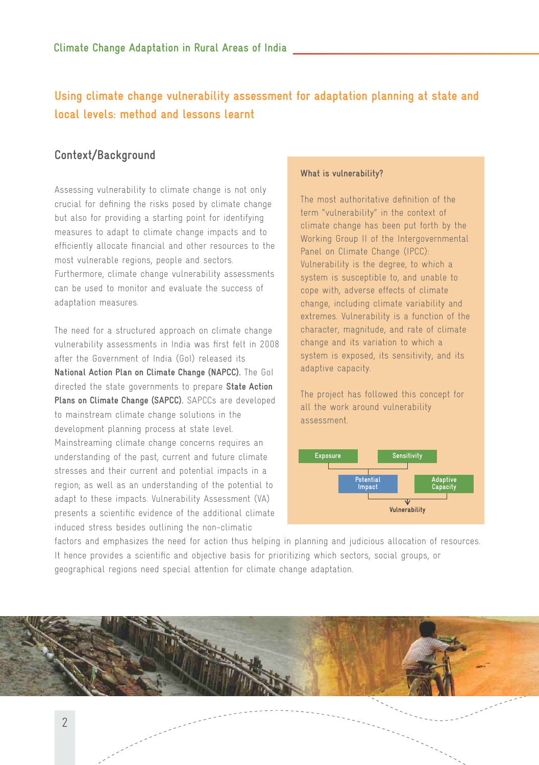## Using climate change vulnerability assessment for adaptation planning at state and local levels: method and lessons learnt

### Context/Background

Assessing vulnerability to climate change is not only crucial for defining the risks posed by climate change but also for providing a starting point for identifying measures to adapt to climate change impacts and to efficiently allocate financial and other resources to the most vulnerable regions, people and sectors. Furthermore, climate change vulnerability assessments can be used to monitor and evaluate the success of adaptation measures.

The need for a structured approach on climate change vulnerability assessments in India was first felt in 2008 after the Government of India (GoI) released its **National Action Plan on Climate Change (NAPCC).** The GoI directed the state governments to prepare **State Action Plans on Climate Change (SAPCC).** SAPCCs are developed to mainstream climate change solutions in the development planning process at state level. Mainstreaming climate change concerns requires an understanding of the past, current and future climate stresses and their current and potential impacts in a region; as well as an understanding of the potential to adapt to these impacts. Vulnerability Assessment (VA) presents a scientific evidence of the additional climate induced stress besides outlining the non-climatic factors and emphasizes the need for action thus helping in planning and judicious allocation of resources. It hence provides a scientific and objective basis for prioritizing which sectors, social groups, or geographical regions need special attention for climate change adaptation.

**What is vulnerability?**

The most authoritative definition of the term "vulnerability" in the context of climate change has been put forth by the Working Group II of the Intergovernmental Panel on Climate Change (IPCC): Vulnerability is the degree, to which a system is susceptible to, and unable to cope with, adverse effects of climate change, including climate variability and extremes. Vulnerability is a function of the character, magnitude, and rate of climate change and its variation to which a system is exposed, its sensitivity, and its adaptive capacity.

The project has followed this concept for all the work around vulnerability assessment.

Exposure + Sensitivity → Potential Impact; Potential Impact + Adaptive Capacity → Vulnerability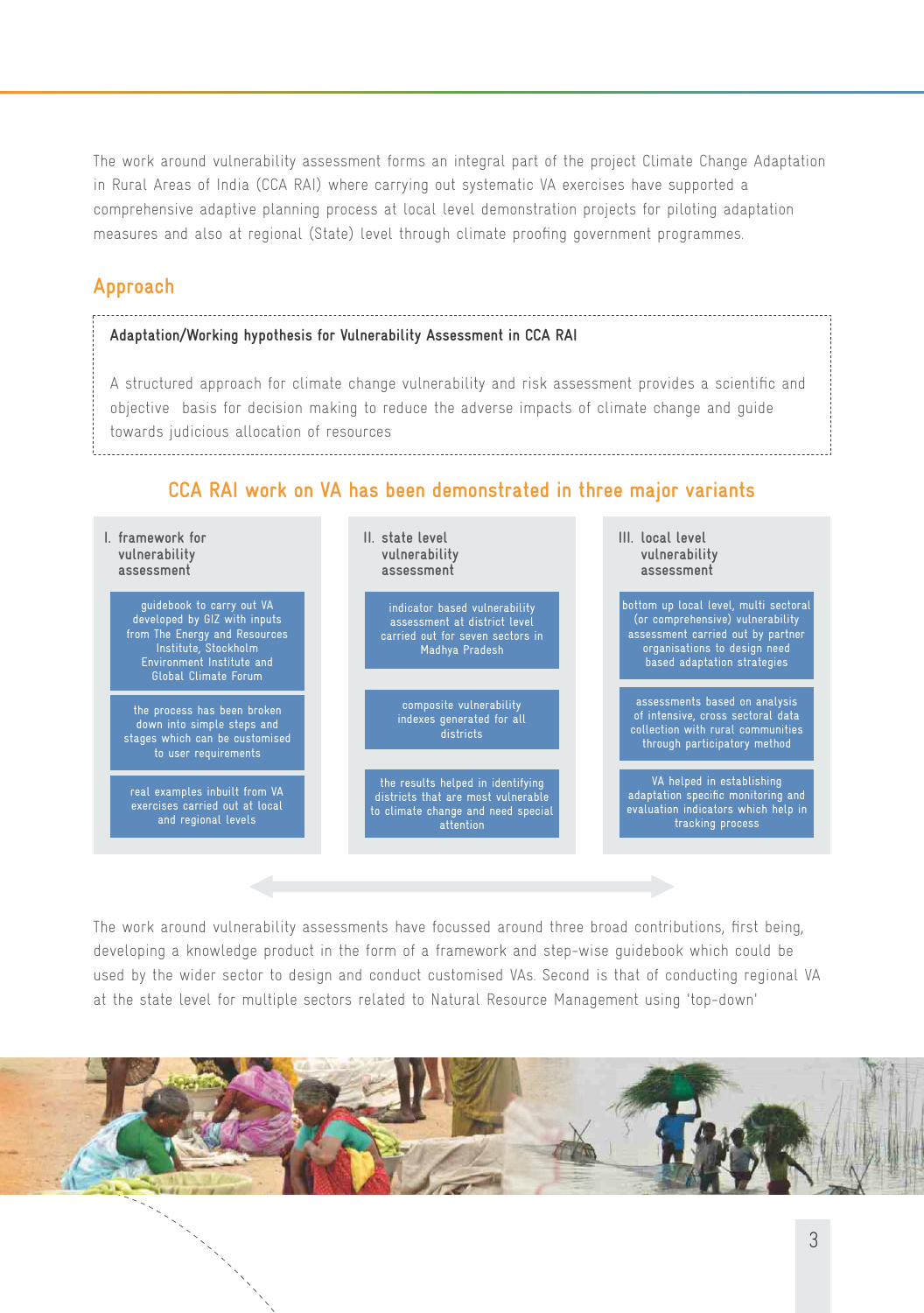The work around vulnerability assessment forms an integral part of the project Climate Change Adaptation in Rural Areas of India (CCA RAI) where carrying out systematic VA exercises have supported a comprehensive adaptive planning process at local level demonstration projects for piloting adaptation measures and also at regional (State) level through climate proofing government programmes.

## Approach

> **Adaptation/Working hypothesis for Vulnerability Assessment in CCA RAI**
>
> A structured approach for climate change vulnerability and risk assessment provides a scientific and objective basis for decision making to reduce the adverse impacts of climate change and guide towards judicious allocation of resources

### CCA RAI work on VA has been demonstrated in three major variants

**I. framework for vulnerability assessment**

- guidebook to carry out VA developed by GIZ with inputs from The Energy and Resources Institute, Stockholm Environment Institute and Global Climate Forum
- the process has been broken down into simple steps and stages which can be customised to user requirements
- real examples inbuilt from VA exercises carried out at local and regional levels

**II. state level vulnerability assessment**

- indicator based vulnerability assessment at district level carried out for seven sectors in Madhya Pradesh
- composite vulnerability indexes generated for all districts
- the results helped in identifying districts that are most vulnerable to climate change and need special attention

**III. local level vulnerability assessment**

- bottom up local level, multi sectoral (or comprehensive) vulnerability assessment carried out by partner organisations to design need based adaptation strategies
- assessments based on analysis of intensive, cross sectoral data collection with rural communities through participatory method
- VA helped in establishing adaptation specific monitoring and evaluation indicators which help in tracking process

The work around vulnerability assessments have focussed around three broad contributions, first being, developing a knowledge product in the form of a framework and step-wise guidebook which could be used by the wider sector to design and conduct customised VAs. Second is that of conducting regional VA at the state level for multiple sectors related to Natural Resource Management using 'top-down'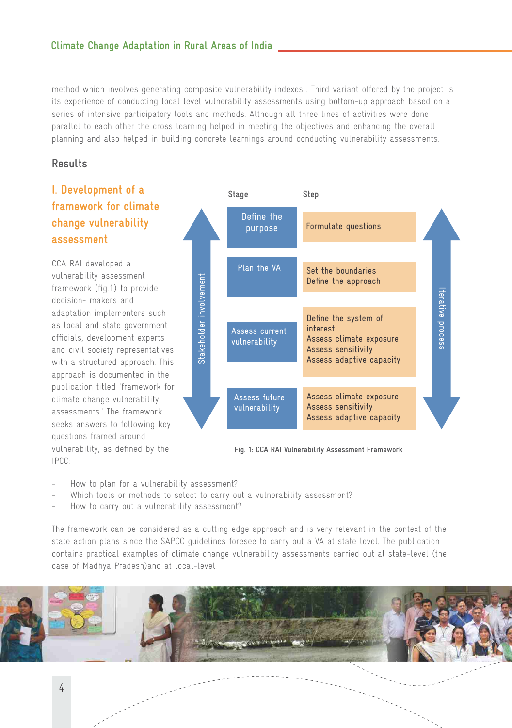method which involves generating composite vulnerability indexes . Third variant offered by the project is its experience of conducting local level vulnerability assessments using bottom-up approach based on a series of intensive participatory tools and methods. Although all three lines of activities were done parallel to each other the cross learning helped in meeting the objectives and enhancing the overall planning and also helped in building concrete learnings around conducting vulnerability assessments.

## Results

### I. Development of a framework for climate change vulnerability assessment

CCA RAI developed a vulnerability assessment framework (fig.1) to provide decision- makers and adaptation implementers such as local and state government officials, development experts and civil society representatives with a structured approach. This approach is documented in the publication titled 'framework for climate change vulnerability assessments.' The framework seeks answers to following key questions framed around vulnerability, as defined by the IPCC:

| Stage | Step |
|---|---|
| Define the purpose | Formulate questions |
| Plan the VA | Set the boundaries<br>Define the approach |
| Assess current vulnerability | Define the system of interest<br>Assess climate exposure<br>Assess sensitivity<br>Assess adaptive capacity |
| Assess future vulnerability | Assess climate exposure<br>Assess sensitivity<br>Assess adaptive capacity |

Stakeholder involvement — Iterative process

Fig. 1: CCA RAI Vulnerability Assessment Framework

- How to plan for a vulnerability assessment?
- Which tools or methods to select to carry out a vulnerability assessment?
- How to carry out a vulnerability assessment?

The framework can be considered as a cutting edge approach and is very relevant in the context of the state action plans since the SAPCC guidelines foresee to carry out a VA at state level. The publication contains practical examples of climate change vulnerability assessments carried out at state-level (the case of Madhya Pradesh)and at local-level.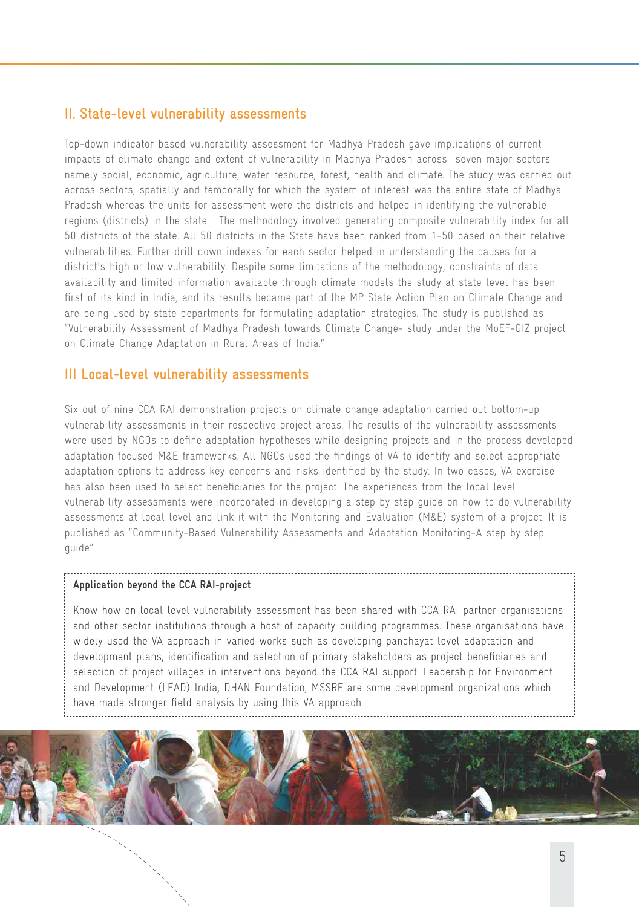## II. State-level vulnerability assessments

Top-down indicator based vulnerability assessment for Madhya Pradesh gave implications of current impacts of climate change and extent of vulnerability in Madhya Pradesh across seven major sectors namely social, economic, agriculture, water resource, forest, health and climate. The study was carried out across sectors, spatially and temporally for which the system of interest was the entire state of Madhya Pradesh whereas the units for assessment were the districts and helped in identifying the vulnerable regions (districts) in the state. . The methodology involved generating composite vulnerability index for all 50 districts of the state. All 50 districts in the State have been ranked from 1-50 based on their relative vulnerabilities. Further drill down indexes for each sector helped in understanding the causes for a district's high or low vulnerability. Despite some limitations of the methodology, constraints of data availability and limited information available through climate models the study at state level has been first of its kind in India, and its results became part of the MP State Action Plan on Climate Change and are being used by state departments for formulating adaptation strategies. The study is published as "Vulnerability Assessment of Madhya Pradesh towards Climate Change- study under the MoEF-GIZ project on Climate Change Adaptation in Rural Areas of India."

## III Local-level vulnerability assessments

Six out of nine CCA RAI demonstration projects on climate change adaptation carried out bottom-up vulnerability assessments in their respective project areas. The results of the vulnerability assessments were used by NGOs to define adaptation hypotheses while designing projects and in the process developed adaptation focused M&E frameworks. All NGOs used the findings of VA to identify and select appropriate adaptation options to address key concerns and risks identified by the study. In two cases, VA exercise has also been used to select beneficiaries for the project. The experiences from the local level vulnerability assessments were incorporated in developing a step by step guide on how to do vulnerability assessments at local level and link it with the Monitoring and Evaluation (M&E) system of a project. It is published as "Community-Based Vulnerability Assessments and Adaptation Monitoring-A step by step guide"

**Application beyond the CCA RAI-project**

Know how on local level vulnerability assessment has been shared with CCA RAI partner organisations and other sector institutions through a host of capacity building programmes. These organisations have widely used the VA approach in varied works such as developing panchayat level adaptation and development plans, identification and selection of primary stakeholders as project beneficiaries and selection of project villages in interventions beyond the CCA RAI support. Leadership for Environment and Development (LEAD) India, DHAN Foundation, MSSRF are some development organizations which have made stronger field analysis by using this VA approach.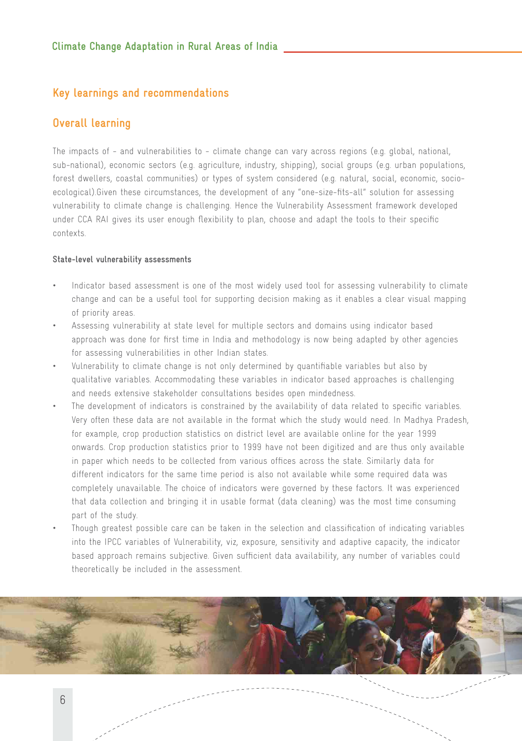## Key learnings and recommendations

## Overall learning

The impacts of – and vulnerabilities to – climate change can vary across regions (e.g. global, national, sub-national), economic sectors (e.g. agriculture, industry, shipping), social groups (e.g. urban populations, forest dwellers, coastal communities) or types of system considered (e.g. natural, social, economic, socio-ecological).Given these circumstances, the development of any "one-size-fits-all" solution for assessing vulnerability to climate change is challenging. Hence the Vulnerability Assessment framework developed under CCA RAI gives its user enough flexibility to plan, choose and adapt the tools to their specific contexts.

**State-level vulnerability assessments**

- Indicator based assessment is one of the most widely used tool for assessing vulnerability to climate change and can be a useful tool for supporting decision making as it enables a clear visual mapping of priority areas.
- Assessing vulnerability at state level for multiple sectors and domains using indicator based approach was done for first time in India and methodology is now being adapted by other agencies for assessing vulnerabilities in other Indian states.
- Vulnerability to climate change is not only determined by quantifiable variables but also by qualitative variables. Accommodating these variables in indicator based approaches is challenging and needs extensive stakeholder consultations besides open mindedness.
- The development of indicators is constrained by the availability of data related to specific variables. Very often these data are not available in the format which the study would need. In Madhya Pradesh, for example, crop production statistics on district level are available online for the year 1999 onwards. Crop production statistics prior to 1999 have not been digitized and are thus only available in paper which needs to be collected from various offices across the state. Similarly data for different indicators for the same time period is also not available while some required data was completely unavailable. The choice of indicators were governed by these factors. It was experienced that data collection and bringing it in usable format (data cleaning) was the most time consuming part of the study.
- Though greatest possible care can be taken in the selection and classification of indicating variables into the IPCC variables of Vulnerability, viz, exposure, sensitivity and adaptive capacity, the indicator based approach remains subjective. Given sufficient data availability, any number of variables could theoretically be included in the assessment.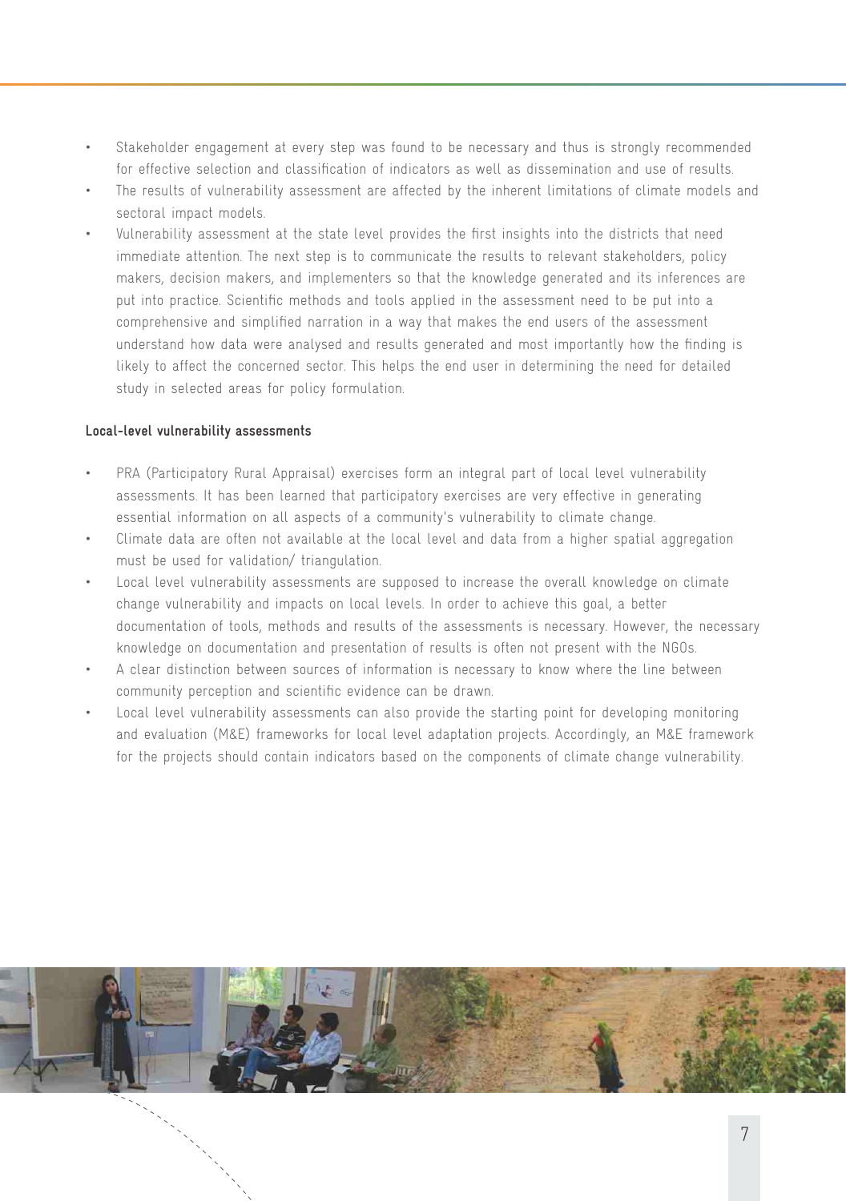- Stakeholder engagement at every step was found to be necessary and thus is strongly recommended for effective selection and classification of indicators as well as dissemination and use of results.
- The results of vulnerability assessment are affected by the inherent limitations of climate models and sectoral impact models.
- Vulnerability assessment at the state level provides the first insights into the districts that need immediate attention. The next step is to communicate the results to relevant stakeholders, policy makers, decision makers, and implementers so that the knowledge generated and its inferences are put into practice. Scientific methods and tools applied in the assessment need to be put into a comprehensive and simplified narration in a way that makes the end users of the assessment understand how data were analysed and results generated and most importantly how the finding is likely to affect the concerned sector. This helps the end user in determining the need for detailed study in selected areas for policy formulation.

**Local-level vulnerability assessments**

- PRA (Participatory Rural Appraisal) exercises form an integral part of local level vulnerability assessments. It has been learned that participatory exercises are very effective in generating essential information on all aspects of a community's vulnerability to climate change.
- Climate data are often not available at the local level and data from a higher spatial aggregation must be used for validation/ triangulation.
- Local level vulnerability assessments are supposed to increase the overall knowledge on climate change vulnerability and impacts on local levels. In order to achieve this goal, a better documentation of tools, methods and results of the assessments is necessary. However, the necessary knowledge on documentation and presentation of results is often not present with the NGOs.
- A clear distinction between sources of information is necessary to know where the line between community perception and scientific evidence can be drawn.
- Local level vulnerability assessments can also provide the starting point for developing monitoring and evaluation (M&E) frameworks for local level adaptation projects. Accordingly, an M&E framework for the projects should contain indicators based on the components of climate change vulnerability.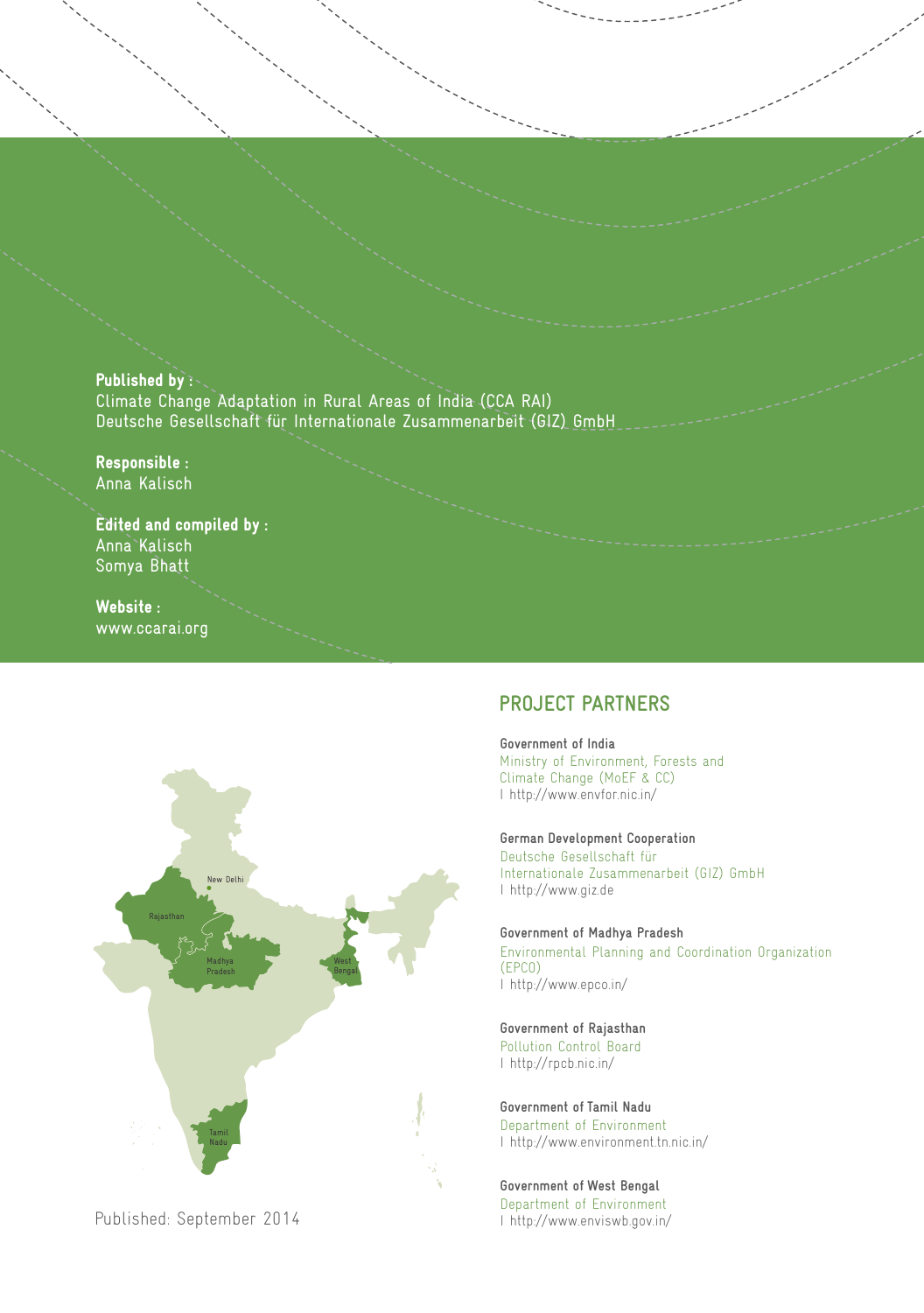**Published by :**
Climate Change Adaptation in Rural Areas of India (CCA RAI)
Deutsche Gesellschaft für Internationale Zusammenarbeit (GIZ) GmbH

**Responsible :**
Anna Kalisch

**Edited and compiled by :**
Anna Kalisch
Somya Bhatt

**Website :**
www.ccarai.org

New Delhi
Rajasthan
Madhya Pradesh
West Bengal
Tamil Nadu

Published: September 2014

## PROJECT PARTNERS

**Government of India**
Ministry of Environment, Forests and Climate Change (MoEF & CC)
I http://www.envfor.nic.in/

**German Development Cooperation**
Deutsche Gesellschaft für Internationale Zusammenarbeit (GIZ) GmbH
I http://www.giz.de

**Government of Madhya Pradesh**
Environmental Planning and Coordination Organization (EPCO)
I http://www.epco.in/

**Government of Rajasthan**
Pollution Control Board
I http://rpcb.nic.in/

**Government of Tamil Nadu**
Department of Environment
I http://www.environment.tn.nic.in/

**Government of West Bengal**
Department of Environment
I http://www.enviswb.gov.in/